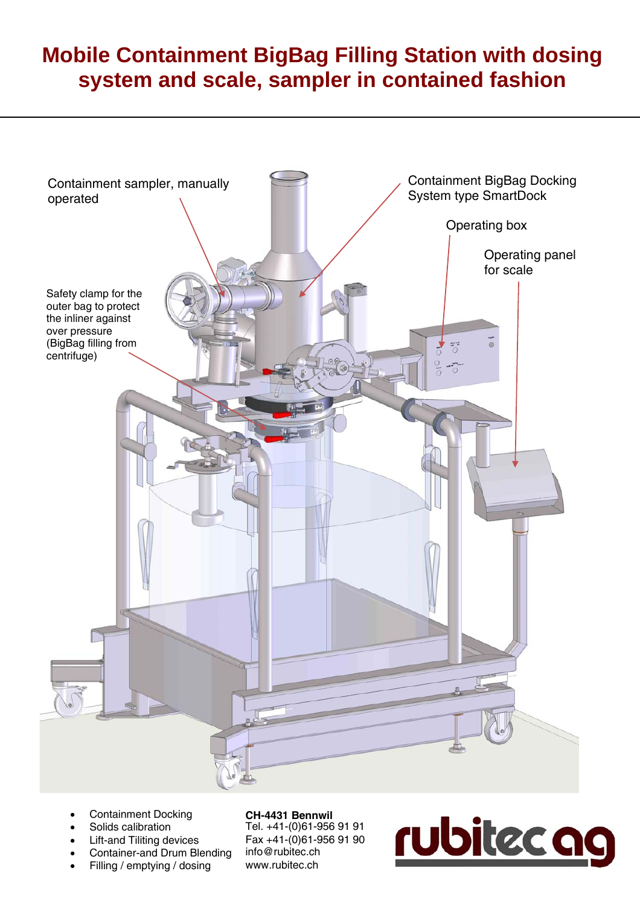# Mobile Containment BigBag Filling Station with dosing system and scale, sampler in contained fashion

Containment sampler, manually operated

Containment BigBag Docking System type SmartDock

Operating box

Operating panel for scale

Safety clamp for the outer bag to protect the inliner against over pressure (BigBag filling from centrifuge)

- Containment Docking
- Solids calibration
- Lift-and Tiliting devices
- Container-and Drum Blending
- Filling / emptying / dosing

**CH-4431 Bennwil**
Tel. +41-(0)61-956 91 91
Fax +41-(0)61-956 91 90
info@rubitec.ch
www.rubitec.ch

rubitec ag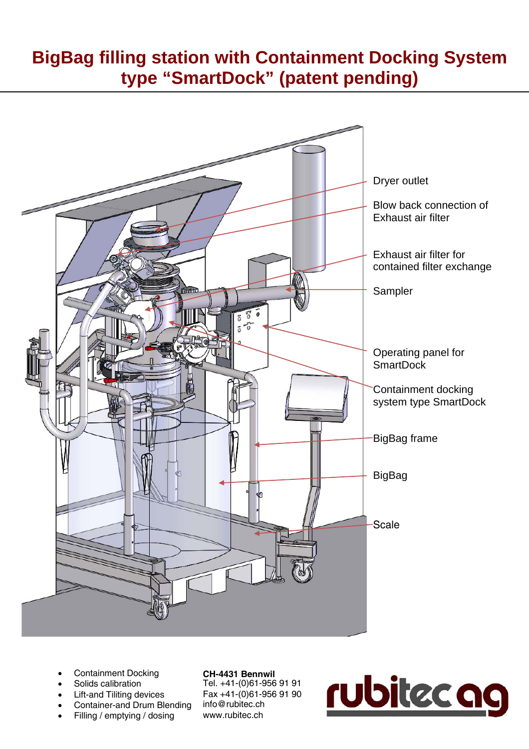# BigBag filling station with Containment Docking System type "SmartDock" (patent pending)

Dryer outlet

Blow back connection of Exhaust air filter

Exhaust air filter for contained filter exchange

Sampler

Operating panel for SmartDock

Containment docking system type SmartDock

BigBag frame

BigBag

Scale

- Containment Docking
- Solids calibration
- Lift-and Tiliting devices
- Container-and Drum Blending
- Filling / emptying / dosing

**CH-4431 Bennwil**
Tel. +41-(0)61-956 91 91
Fax +41-(0)61-956 91 90
info@rubitec.ch
www.rubitec.ch

rubitec ag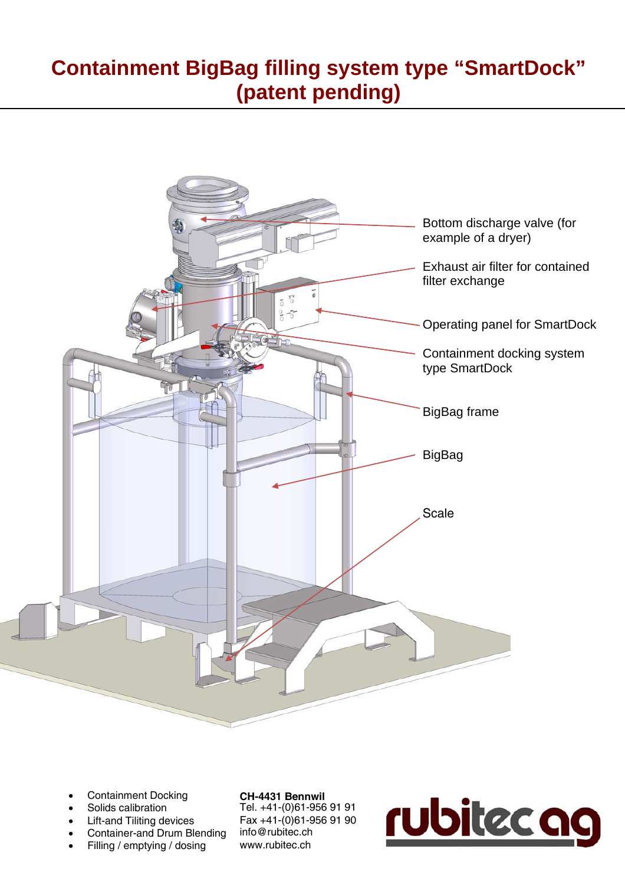# Containment BigBag filling system type "SmartDock" (patent pending)

Bottom discharge valve (for example of a dryer)

Exhaust air filter for contained filter exchange

Operating panel for SmartDock

Containment docking system type SmartDock

BigBag frame

BigBag

Scale

- Containment Docking
- Solids calibration
- Lift-and Tiliting devices
- Container-and Drum Blending
- Filling / emptying / dosing

**CH-4431 Bennwil**
Tel. +41-(0)61-956 91 91
Fax +41-(0)61-956 91 90
info@rubitec.ch
www.rubitec.ch

rubitec ag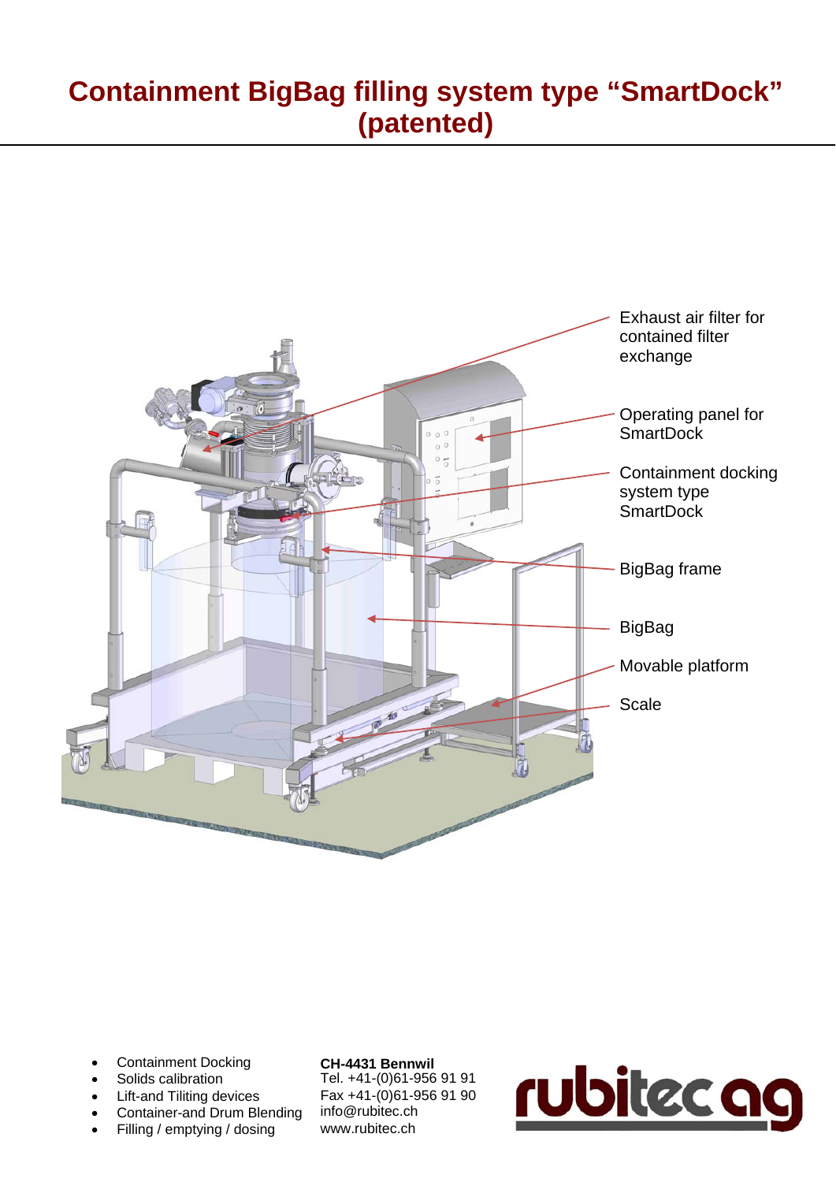# Containment BigBag filling system type "SmartDock" (patented)

Exhaust air filter for contained filter exchange

Operating panel for SmartDock

Containment docking system type SmartDock

BigBag frame

BigBag

Movable platform

Scale

- Containment Docking
- Solids calibration
- Lift-and Tiliting devices
- Container-and Drum Blending
- Filling / emptying / dosing

**CH-4431 Bennwil**
Tel. +41-(0)61-956 91 91
Fax +41-(0)61-956 91 90
info@rubitec.ch
www.rubitec.ch

rubitec ag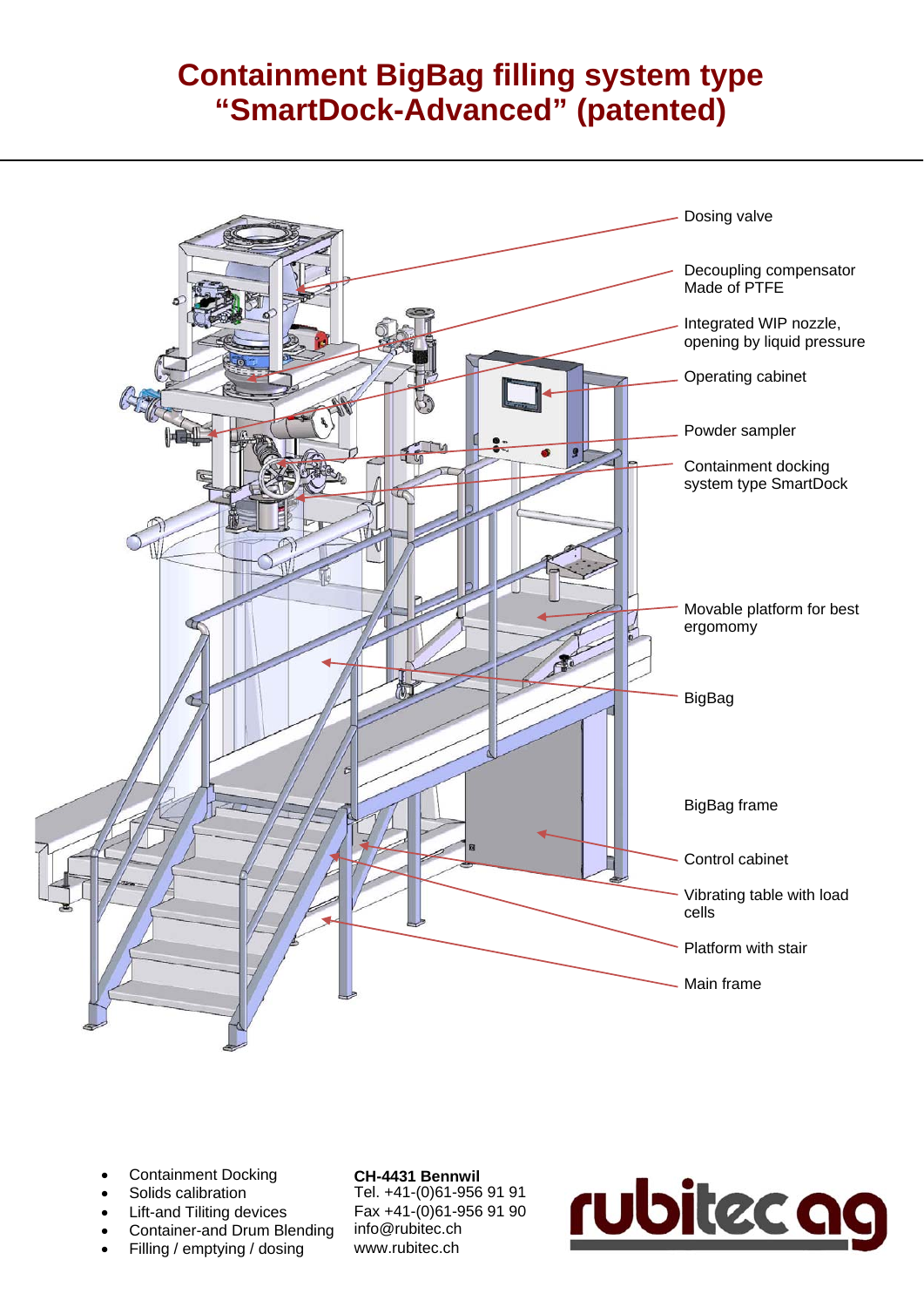# Containment BigBag filling system type "SmartDock-Advanced" (patented)

Dosing valve

Decoupling compensator
Made of PTFE

Integrated WIP nozzle,
opening by liquid pressure

Operating cabinet

Powder sampler

Containment docking
system type SmartDock

Movable platform for best
ergomomy

BigBag

BigBag frame

Control cabinet

Vibrating table with load
cells

Platform with stair

Main frame

- Containment Docking
- Solids calibration
- Lift-and Tiliting devices
- Container-and Drum Blending
- Filling / emptying / dosing

**CH-4431 Bennwil**
Tel. +41-(0)61-956 91 91
Fax +41-(0)61-956 91 90
info@rubitec.ch
www.rubitec.ch

rubitec ag